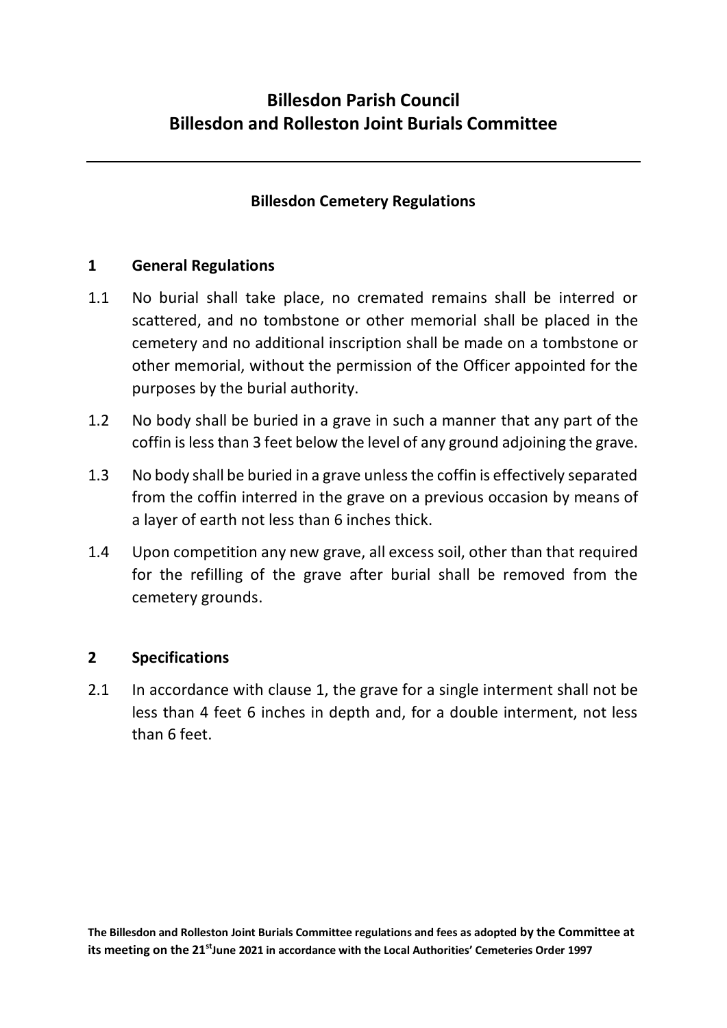# Billesdon Parish Council
# Billesdon and Rolleston Joint Burials Committee

---

## Billesdon Cemetery Regulations

### 1 General Regulations

1.1 No burial shall take place, no cremated remains shall be interred or scattered, and no tombstone or other memorial shall be placed in the cemetery and no additional inscription shall be made on a tombstone or other memorial, without the permission of the Officer appointed for the purposes by the burial authority.

1.2 No body shall be buried in a grave in such a manner that any part of the coffin is less than 3 feet below the level of any ground adjoining the grave.

1.3 No body shall be buried in a grave unless the coffin is effectively separated from the coffin interred in the grave on a previous occasion by means of a layer of earth not less than 6 inches thick.

1.4 Upon competition any new grave, all excess soil, other than that required for the refilling of the grave after burial shall be removed from the cemetery grounds.

### 2 Specifications

2.1 In accordance with clause 1, the grave for a single interment shall not be less than 4 feet 6 inches in depth and, for a double interment, not less than 6 feet.

**The Billesdon and Rolleston Joint Burials Committee regulations and fees as adopted by the Committee at its meeting on the 21st June 2021 in accordance with the Local Authorities' Cemeteries Order 1997**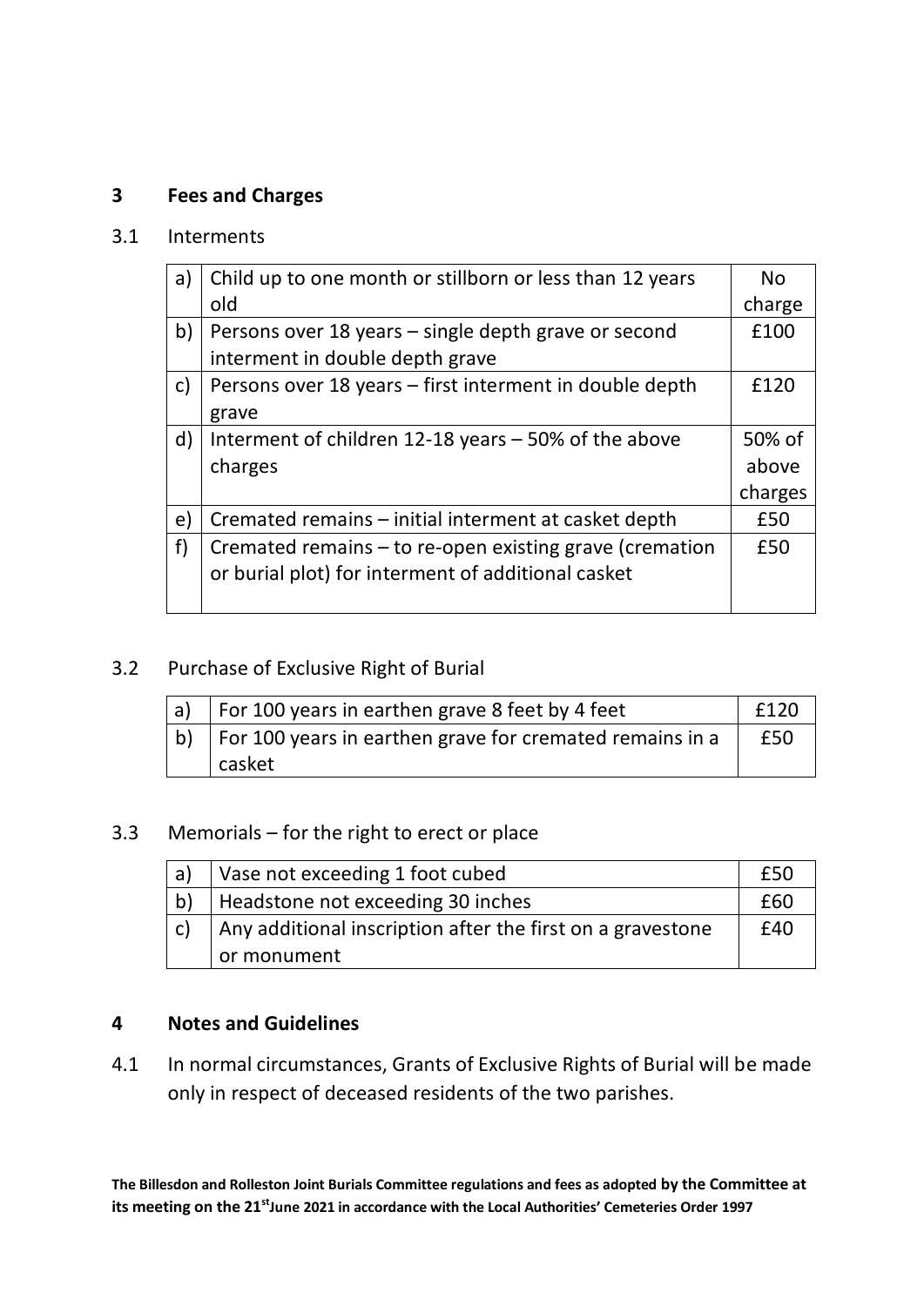## 3 Fees and Charges

### 3.1 Interments

| | | |
|---|---|---|
| a) | Child up to one month or stillborn or less than 12 years old | No charge |
| b) | Persons over 18 years – single depth grave or second interment in double depth grave | £100 |
| c) | Persons over 18 years – first interment in double depth grave | £120 |
| d) | Interment of children 12-18 years – 50% of the above charges | 50% of above charges |
| e) | Cremated remains – initial interment at casket depth | £50 |
| f) | Cremated remains – to re-open existing grave (cremation or burial plot) for interment of additional casket | £50 |

### 3.2 Purchase of Exclusive Right of Burial

| | | |
|---|---|---|
| a) | For 100 years in earthen grave 8 feet by 4 feet | £120 |
| b) | For 100 years in earthen grave for cremated remains in a casket | £50 |

### 3.3 Memorials – for the right to erect or place

| | | |
|---|---|---|
| a) | Vase not exceeding 1 foot cubed | £50 |
| b) | Headstone not exceeding 30 inches | £60 |
| c) | Any additional inscription after the first on a gravestone or monument | £40 |

## 4 Notes and Guidelines

4.1 In normal circumstances, Grants of Exclusive Rights of Burial will be made only in respect of deceased residents of the two parishes.

**The Billesdon and Rolleston Joint Burials Committee regulations and fees as adopted by the Committee at its meeting on the 21st June 2021 in accordance with the Local Authorities' Cemeteries Order 1997**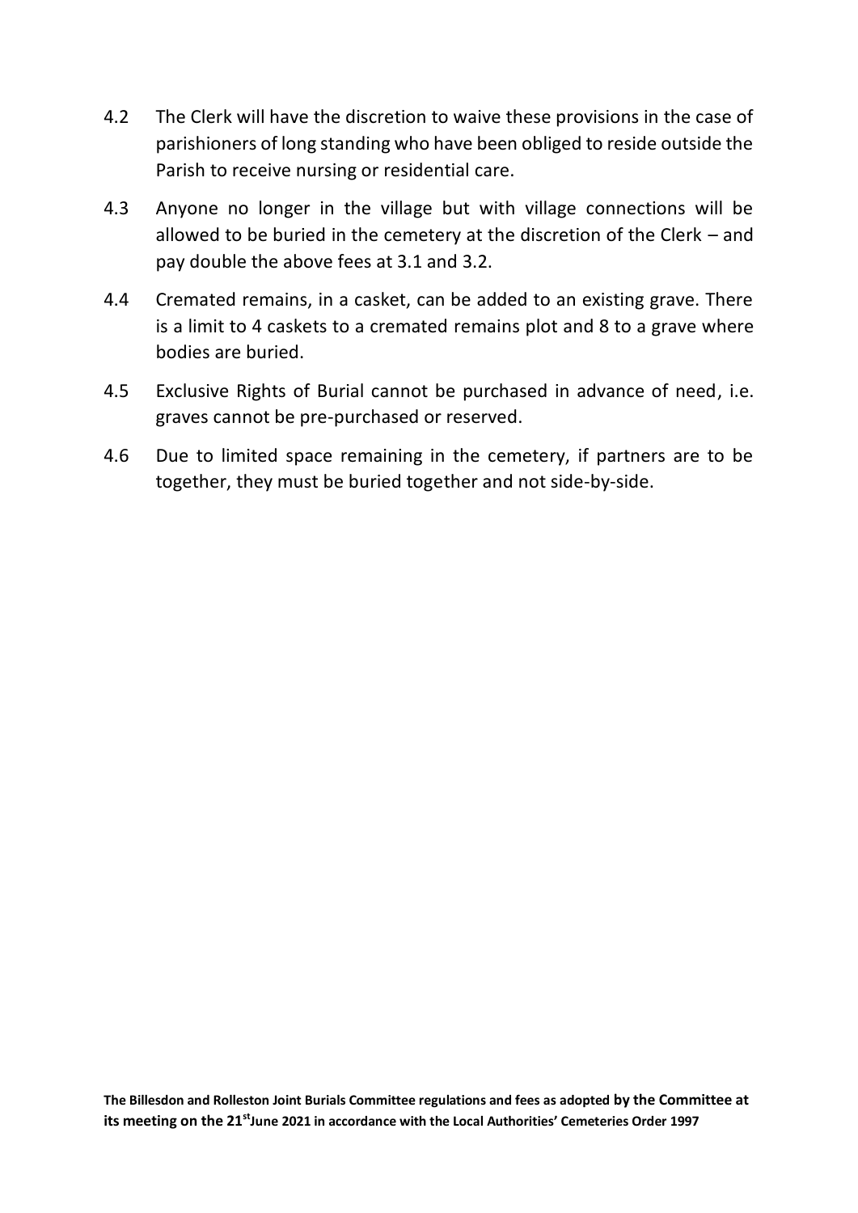4.2 The Clerk will have the discretion to waive these provisions in the case of parishioners of long standing who have been obliged to reside outside the Parish to receive nursing or residential care.

4.3 Anyone no longer in the village but with village connections will be allowed to be buried in the cemetery at the discretion of the Clerk – and pay double the above fees at 3.1 and 3.2.

4.4 Cremated remains, in a casket, can be added to an existing grave. There is a limit to 4 caskets to a cremated remains plot and 8 to a grave where bodies are buried.

4.5 Exclusive Rights of Burial cannot be purchased in advance of need, i.e. graves cannot be pre-purchased or reserved.

4.6 Due to limited space remaining in the cemetery, if partners are to be together, they must be buried together and not side-by-side.